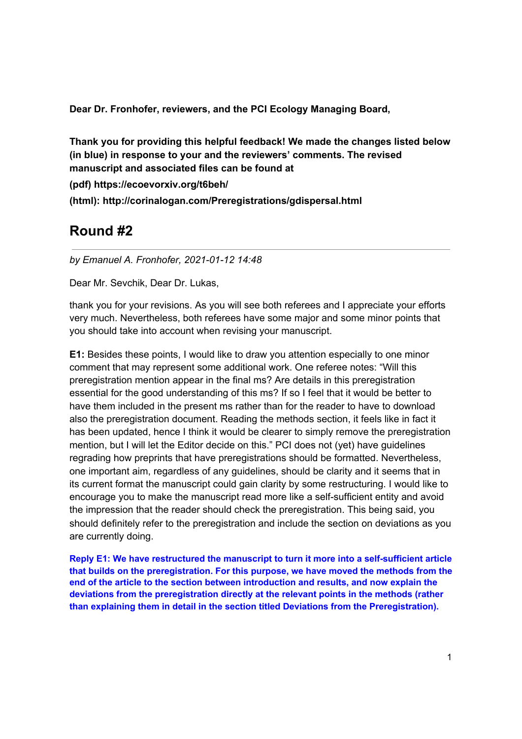**Dear Dr. Fronhofer, reviewers, and the PCI Ecology Managing Board,**

**Thank you for providing this helpful feedback! We made the changes listed below (in blue) in response to your and the reviewers' comments. The revised manuscript and associated files can be found at**

**(pdf) https://ecoevorxiv.org/t6beh/**

**(html): http://corinalogan.com/Preregistrations/gdispersal.html**

## Round #2

*by Emanuel A. Fronhofer, 2021-01-12 14:48*

Dear Mr. Sevchik, Dear Dr. Lukas,

thank you for your revisions. As you will see both referees and I appreciate your efforts very much. Nevertheless, both referees have some major and some minor points that you should take into account when revising your manuscript.

**E1:** Besides these points, I would like to draw you attention especially to one minor comment that may represent some additional work. One referee notes: "Will this preregistration mention appear in the final ms? Are details in this preregistration essential for the good understanding of this ms? If so I feel that it would be better to have them included in the present ms rather than for the reader to have to download also the preregistration document. Reading the methods section, it feels like in fact it has been updated, hence I think it would be clearer to simply remove the preregistration mention, but I will let the Editor decide on this." PCI does not (yet) have guidelines regrading how preprints that have preregistrations should be formatted. Nevertheless, one important aim, regardless of any guidelines, should be clarity and it seems that in its current format the manuscript could gain clarity by some restructuring. I would like to encourage you to make the manuscript read more like a self-sufficient entity and avoid the impression that the reader should check the preregistration. This being said, you should definitely refer to the preregistration and include the section on deviations as you are currently doing.

**Reply E1: We have restructured the manuscript to turn it more into a self-sufficient article that builds on the preregistration. For this purpose, we have moved the methods from the end of the article to the section between introduction and results, and now explain the deviations from the preregistration directly at the relevant points in the methods (rather than explaining them in detail in the section titled Deviations from the Preregistration).**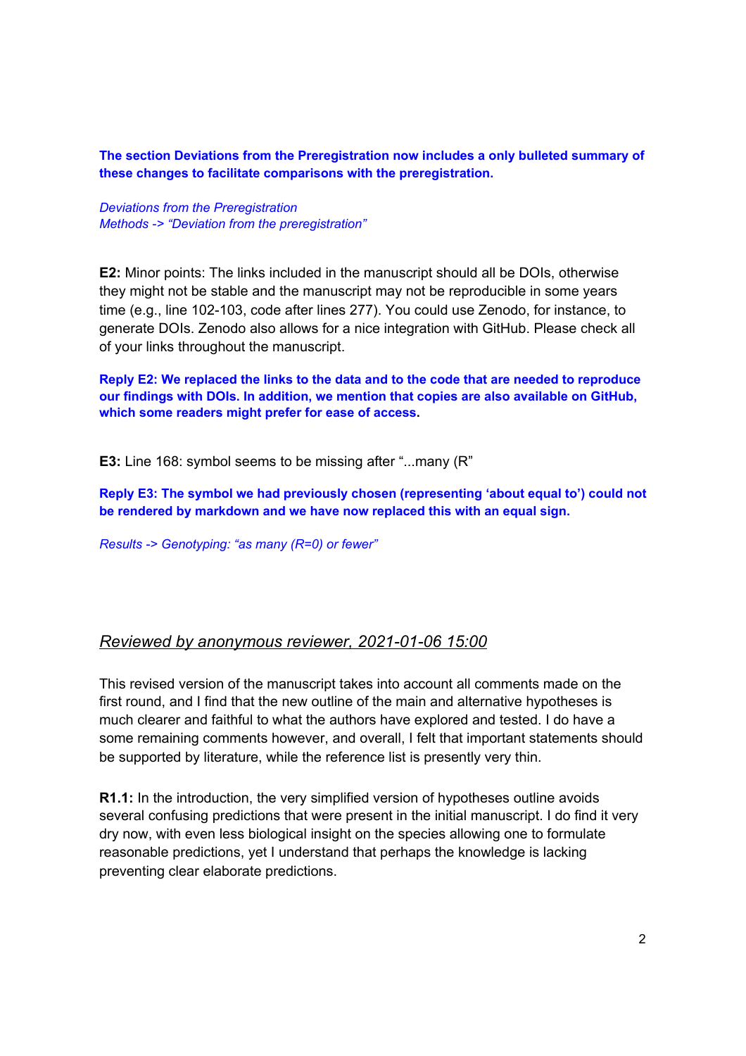**The section Deviations from the Preregistration now includes a only bulleted summary of these changes to facilitate comparisons with the preregistration.**

*Deviations from the Preregistration*
*Methods -> "Deviation from the preregistration"*

**E2:** Minor points: The links included in the manuscript should all be DOIs, otherwise they might not be stable and the manuscript may not be reproducible in some years time (e.g., line 102-103, code after lines 277). You could use Zenodo, for instance, to generate DOIs. Zenodo also allows for a nice integration with GitHub. Please check all of your links throughout the manuscript.

**Reply E2: We replaced the links to the data and to the code that are needed to reproduce our findings with DOIs. In addition, we mention that copies are also available on GitHub, which some readers might prefer for ease of access.**

**E3:** Line 168: symbol seems to be missing after "...many (R"

**Reply E3: The symbol we had previously chosen (representing 'about equal to') could not be rendered by markdown and we have now replaced this with an equal sign.**

*Results -> Genotyping: "as many (R=0) or fewer"*

## *Reviewed by anonymous reviewer, 2021-01-06 15:00*

This revised version of the manuscript takes into account all comments made on the first round, and I find that the new outline of the main and alternative hypotheses is much clearer and faithful to what the authors have explored and tested. I do have a some remaining comments however, and overall, I felt that important statements should be supported by literature, while the reference list is presently very thin.

**R1.1:** In the introduction, the very simplified version of hypotheses outline avoids several confusing predictions that were present in the initial manuscript. I do find it very dry now, with even less biological insight on the species allowing one to formulate reasonable predictions, yet I understand that perhaps the knowledge is lacking preventing clear elaborate predictions.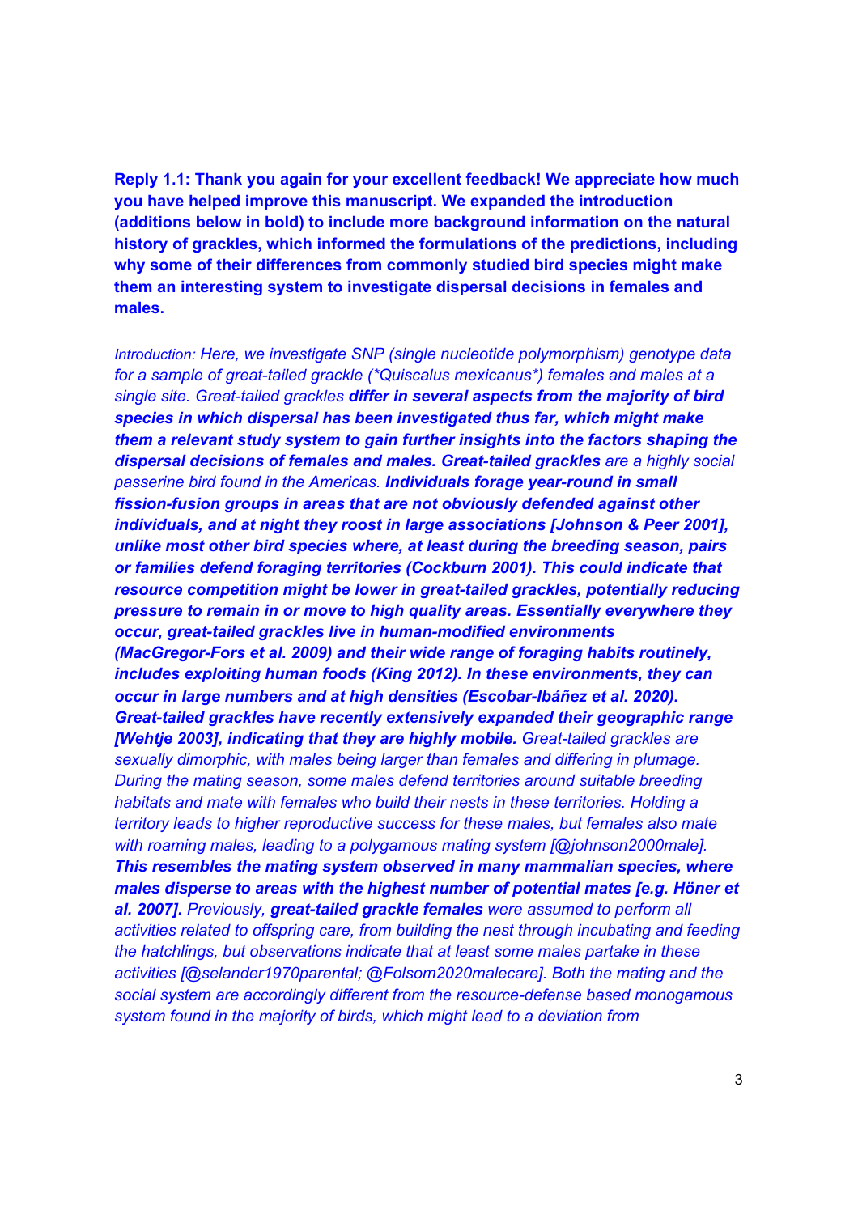**Reply 1.1: Thank you again for your excellent feedback! We appreciate how much you have helped improve this manuscript. We expanded the introduction (additions below in bold) to include more background information on the natural history of grackles, which informed the formulations of the predictions, including why some of their differences from commonly studied bird species might make them an interesting system to investigate dispersal decisions in females and males.**

*Introduction: Here, we investigate SNP (single nucleotide polymorphism) genotype data for a sample of great-tailed grackle (\*Quiscalus mexicanus\*) females and males at a single site. Great-tailed grackles* ***differ in several aspects from the majority of bird species in which dispersal has been investigated thus far, which might make them a relevant study system to gain further insights into the factors shaping the dispersal decisions of females and males. Great-tailed grackles*** *are a highly social passerine bird found in the Americas.* ***Individuals forage year-round in small fission-fusion groups in areas that are not obviously defended against other individuals, and at night they roost in large associations [Johnson & Peer 2001], unlike most other bird species where, at least during the breeding season, pairs or families defend foraging territories (Cockburn 2001). This could indicate that resource competition might be lower in great-tailed grackles, potentially reducing pressure to remain in or move to high quality areas. Essentially everywhere they occur, great-tailed grackles live in human-modified environments (MacGregor-Fors et al. 2009) and their wide range of foraging habits routinely, includes exploiting human foods (King 2012). In these environments, they can occur in large numbers and at high densities (Escobar-Ibáñez et al. 2020). Great-tailed grackles have recently extensively expanded their geographic range [Wehtje 2003], indicating that they are highly mobile.*** *Great-tailed grackles are sexually dimorphic, with males being larger than females and differing in plumage. During the mating season, some males defend territories around suitable breeding habitats and mate with females who build their nests in these territories. Holding a territory leads to higher reproductive success for these males, but females also mate with roaming males, leading to a polygamous mating system [@johnson2000male].* ***This resembles the mating system observed in many mammalian species, where males disperse to areas with the highest number of potential mates [e.g. Höner et al. 2007].*** *Previously,* ***great-tailed grackle females*** *were assumed to perform all activities related to offspring care, from building the nest through incubating and feeding the hatchlings, but observations indicate that at least some males partake in these activities [@selander1970parental; @Folsom2020malecare]. Both the mating and the social system are accordingly different from the resource-defense based monogamous system found in the majority of birds, which might lead to a deviation from*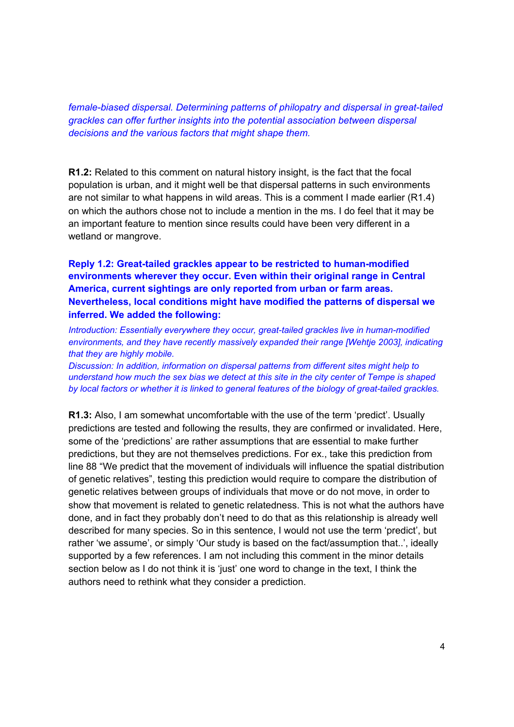*female-biased dispersal. Determining patterns of philopatry and dispersal in great-tailed grackles can offer further insights into the potential association between dispersal decisions and the various factors that might shape them.*

**R1.2:** Related to this comment on natural history insight, is the fact that the focal population is urban, and it might well be that dispersal patterns in such environments are not similar to what happens in wild areas. This is a comment I made earlier (R1.4) on which the authors chose not to include a mention in the ms. I do feel that it may be an important feature to mention since results could have been very different in a wetland or mangrove.

**Reply 1.2: Great-tailed grackles appear to be restricted to human-modified environments wherever they occur. Even within their original range in Central America, current sightings are only reported from urban or farm areas. Nevertheless, local conditions might have modified the patterns of dispersal we inferred. We added the following:**

*Introduction: Essentially everywhere they occur, great-tailed grackles live in human-modified environments, and they have recently massively expanded their range [Wehtje 2003], indicating that they are highly mobile.*
*Discussion: In addition, information on dispersal patterns from different sites might help to understand how much the sex bias we detect at this site in the city center of Tempe is shaped by local factors or whether it is linked to general features of the biology of great-tailed grackles.*

**R1.3:** Also, I am somewhat uncomfortable with the use of the term 'predict'. Usually predictions are tested and following the results, they are confirmed or invalidated. Here, some of the 'predictions' are rather assumptions that are essential to make further predictions, but they are not themselves predictions. For ex., take this prediction from line 88 "We predict that the movement of individuals will influence the spatial distribution of genetic relatives", testing this prediction would require to compare the distribution of genetic relatives between groups of individuals that move or do not move, in order to show that movement is related to genetic relatedness. This is not what the authors have done, and in fact they probably don't need to do that as this relationship is already well described for many species. So in this sentence, I would not use the term 'predict', but rather 'we assume', or simply 'Our study is based on the fact/assumption that..', ideally supported by a few references. I am not including this comment in the minor details section below as I do not think it is 'just' one word to change in the text, I think the authors need to rethink what they consider a prediction.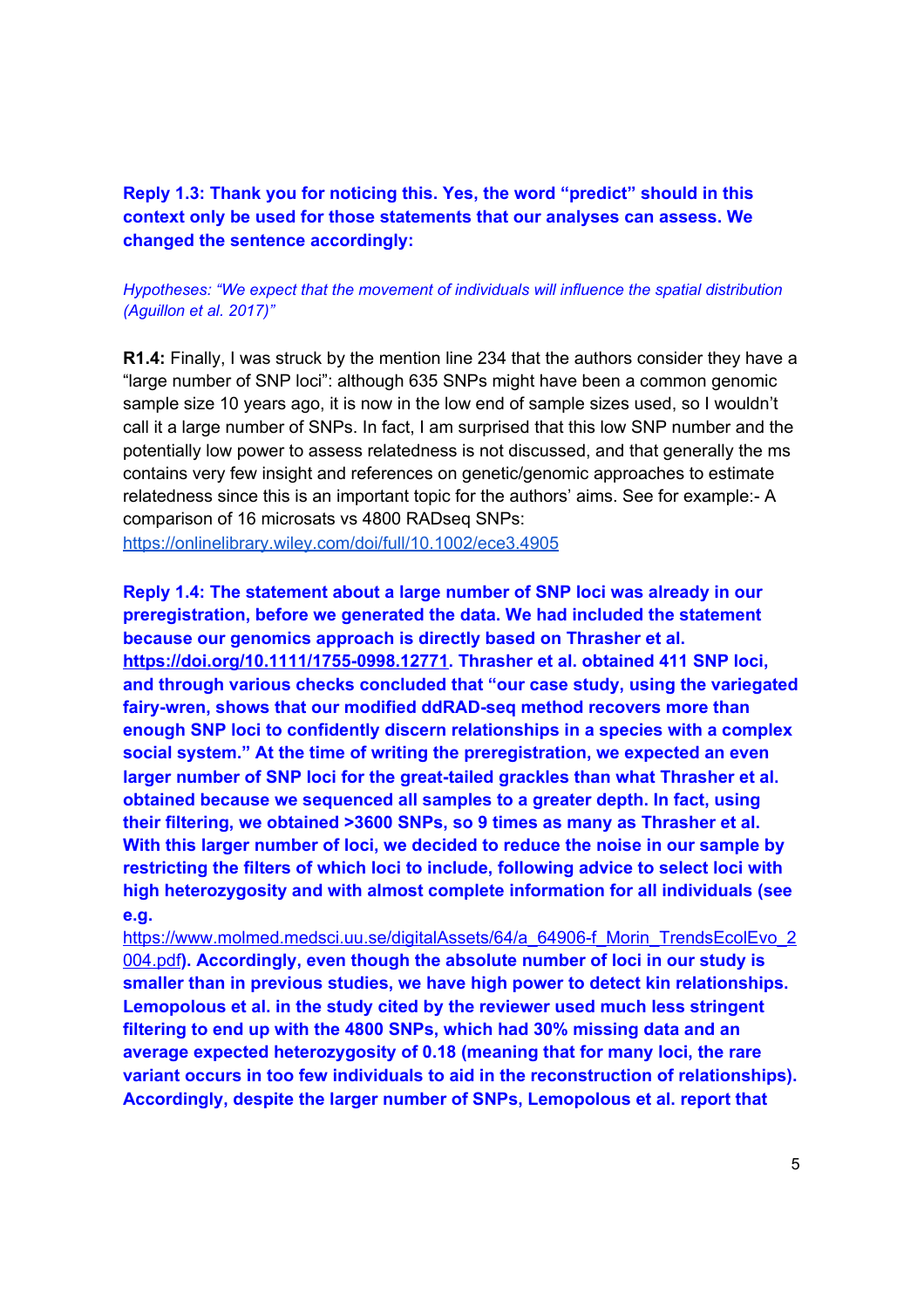**Reply 1.3: Thank you for noticing this. Yes, the word "predict" should in this context only be used for those statements that our analyses can assess. We changed the sentence accordingly:**

*Hypotheses: "We expect that the movement of individuals will influence the spatial distribution (Aguillon et al. 2017)"*

**R1.4:** Finally, I was struck by the mention line 234 that the authors consider they have a "large number of SNP loci": although 635 SNPs might have been a common genomic sample size 10 years ago, it is now in the low end of sample sizes used, so I wouldn't call it a large number of SNPs. In fact, I am surprised that this low SNP number and the potentially low power to assess relatedness is not discussed, and that generally the ms contains very few insight and references on genetic/genomic approaches to estimate relatedness since this is an important topic for the authors' aims. See for example:- A comparison of 16 microsats vs 4800 RADseq SNPs: https://onlinelibrary.wiley.com/doi/full/10.1002/ece3.4905

**Reply 1.4: The statement about a large number of SNP loci was already in our preregistration, before we generated the data. We had included the statement because our genomics approach is directly based on Thrasher et al. https://doi.org/10.1111/1755-0998.12771. Thrasher et al. obtained 411 SNP loci, and through various checks concluded that "our case study, using the variegated fairy-wren, shows that our modified ddRAD-seq method recovers more than enough SNP loci to confidently discern relationships in a species with a complex social system." At the time of writing the preregistration, we expected an even larger number of SNP loci for the great-tailed grackles than what Thrasher et al. obtained because we sequenced all samples to a greater depth. In fact, using their filtering, we obtained >3600 SNPs, so 9 times as many as Thrasher et al. With this larger number of loci, we decided to reduce the noise in our sample by restricting the filters of which loci to include, following advice to select loci with high heterozygosity and with almost complete information for all individuals (see e.g. https://www.molmed.medsci.uu.se/digitalAssets/64/a_64906-f_Morin_TrendsEcolEvo_2004.pdf). Accordingly, even though the absolute number of loci in our study is smaller than in previous studies, we have high power to detect kin relationships. Lemopolous et al. in the study cited by the reviewer used much less stringent filtering to end up with the 4800 SNPs, which had 30% missing data and an average expected heterozygosity of 0.18 (meaning that for many loci, the rare variant occurs in too few individuals to aid in the reconstruction of relationships). Accordingly, despite the larger number of SNPs, Lemopolous et al. report that**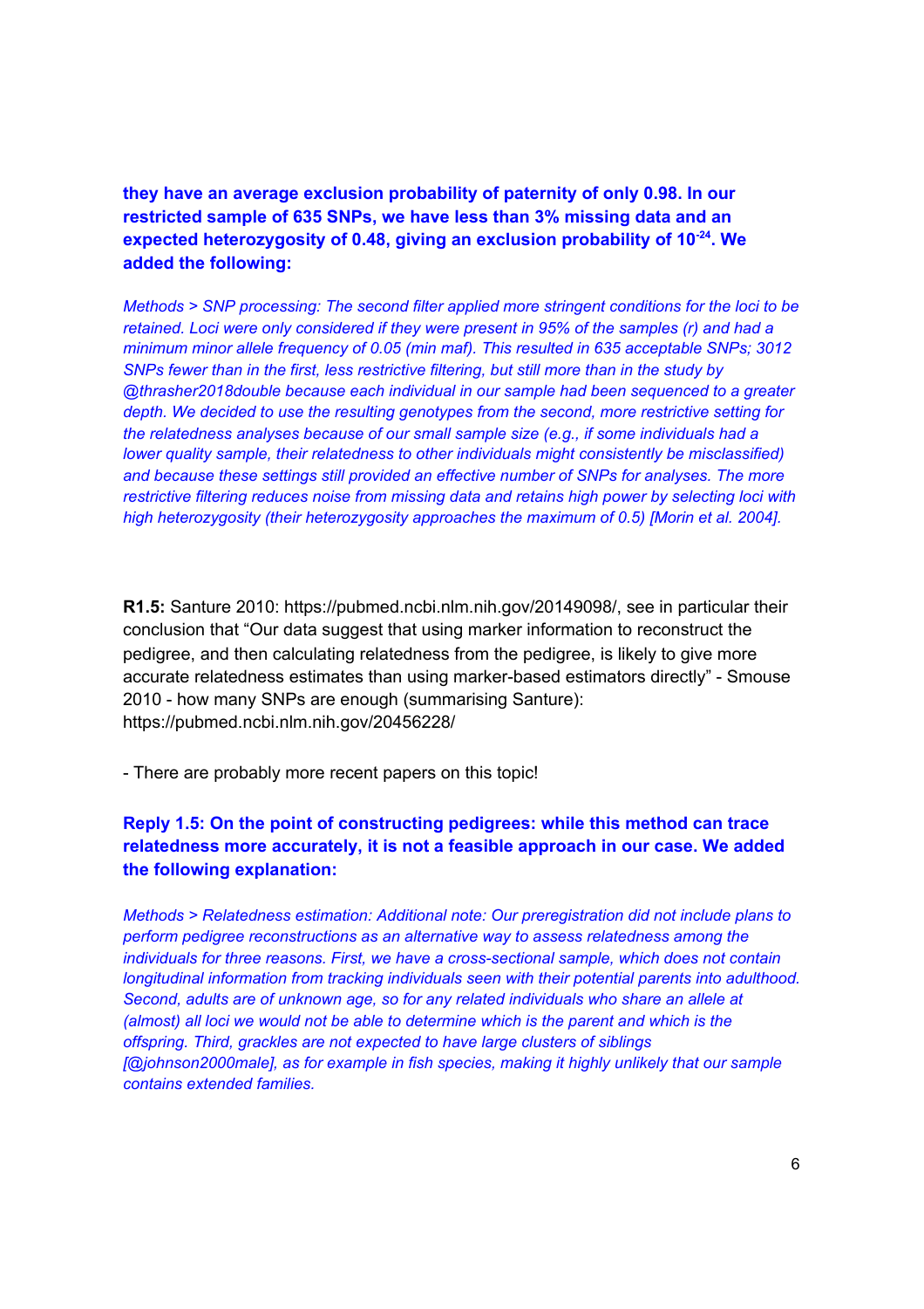**they have an average exclusion probability of paternity of only 0.98. In our restricted sample of 635 SNPs, we have less than 3% missing data and an expected heterozygosity of 0.48, giving an exclusion probability of $10^{-24}$. We added the following:**

*Methods > SNP processing: The second filter applied more stringent conditions for the loci to be retained. Loci were only considered if they were present in 95% of the samples (r) and had a minimum minor allele frequency of 0.05 (min maf). This resulted in 635 acceptable SNPs; 3012 SNPs fewer than in the first, less restrictive filtering, but still more than in the study by @thrasher2018double because each individual in our sample had been sequenced to a greater depth. We decided to use the resulting genotypes from the second, more restrictive setting for the relatedness analyses because of our small sample size (e.g., if some individuals had a lower quality sample, their relatedness to other individuals might consistently be misclassified) and because these settings still provided an effective number of SNPs for analyses. The more restrictive filtering reduces noise from missing data and retains high power by selecting loci with high heterozygosity (their heterozygosity approaches the maximum of 0.5) [Morin et al. 2004].*

**R1.5:** Santure 2010: https://pubmed.ncbi.nlm.nih.gov/20149098/, see in particular their conclusion that "Our data suggest that using marker information to reconstruct the pedigree, and then calculating relatedness from the pedigree, is likely to give more accurate relatedness estimates than using marker-based estimators directly" - Smouse 2010 - how many SNPs are enough (summarising Santure): https://pubmed.ncbi.nlm.nih.gov/20456228/

- There are probably more recent papers on this topic!

**Reply 1.5: On the point of constructing pedigrees: while this method can trace relatedness more accurately, it is not a feasible approach in our case. We added the following explanation:**

*Methods > Relatedness estimation: Additional note: Our preregistration did not include plans to perform pedigree reconstructions as an alternative way to assess relatedness among the individuals for three reasons. First, we have a cross-sectional sample, which does not contain longitudinal information from tracking individuals seen with their potential parents into adulthood. Second, adults are of unknown age, so for any related individuals who share an allele at (almost) all loci we would not be able to determine which is the parent and which is the offspring. Third, grackles are not expected to have large clusters of siblings [@johnson2000male], as for example in fish species, making it highly unlikely that our sample contains extended families.*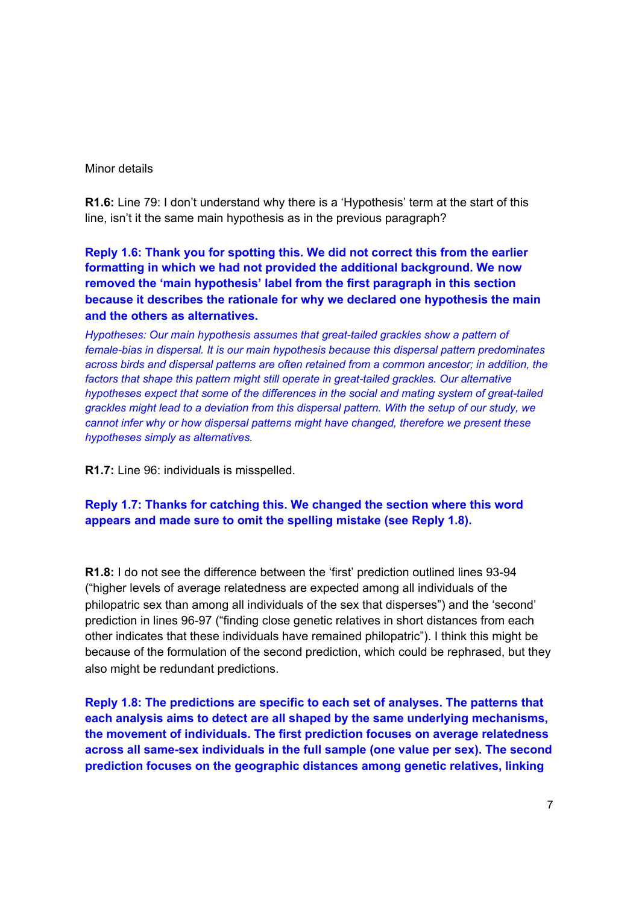Minor details

**R1.6:** Line 79: I don't understand why there is a 'Hypothesis' term at the start of this line, isn't it the same main hypothesis as in the previous paragraph?

**Reply 1.6: Thank you for spotting this. We did not correct this from the earlier formatting in which we had not provided the additional background. We now removed the 'main hypothesis' label from the first paragraph in this section because it describes the rationale for why we declared one hypothesis the main and the others as alternatives.**

*Hypotheses: Our main hypothesis assumes that great-tailed grackles show a pattern of female-bias in dispersal. It is our main hypothesis because this dispersal pattern predominates across birds and dispersal patterns are often retained from a common ancestor; in addition, the factors that shape this pattern might still operate in great-tailed grackles. Our alternative hypotheses expect that some of the differences in the social and mating system of great-tailed grackles might lead to a deviation from this dispersal pattern. With the setup of our study, we cannot infer why or how dispersal patterns might have changed, therefore we present these hypotheses simply as alternatives.*

**R1.7:** Line 96: individuals is misspelled.

**Reply 1.7: Thanks for catching this. We changed the section where this word appears and made sure to omit the spelling mistake (see Reply 1.8).**

**R1.8:** I do not see the difference between the 'first' prediction outlined lines 93-94 ("higher levels of average relatedness are expected among all individuals of the philopatric sex than among all individuals of the sex that disperses") and the 'second' prediction in lines 96-97 ("finding close genetic relatives in short distances from each other indicates that these individuals have remained philopatric"). I think this might be because of the formulation of the second prediction, which could be rephrased, but they also might be redundant predictions.

**Reply 1.8: The predictions are specific to each set of analyses. The patterns that each analysis aims to detect are all shaped by the same underlying mechanisms, the movement of individuals. The first prediction focuses on average relatedness across all same-sex individuals in the full sample (one value per sex). The second prediction focuses on the geographic distances among genetic relatives, linking**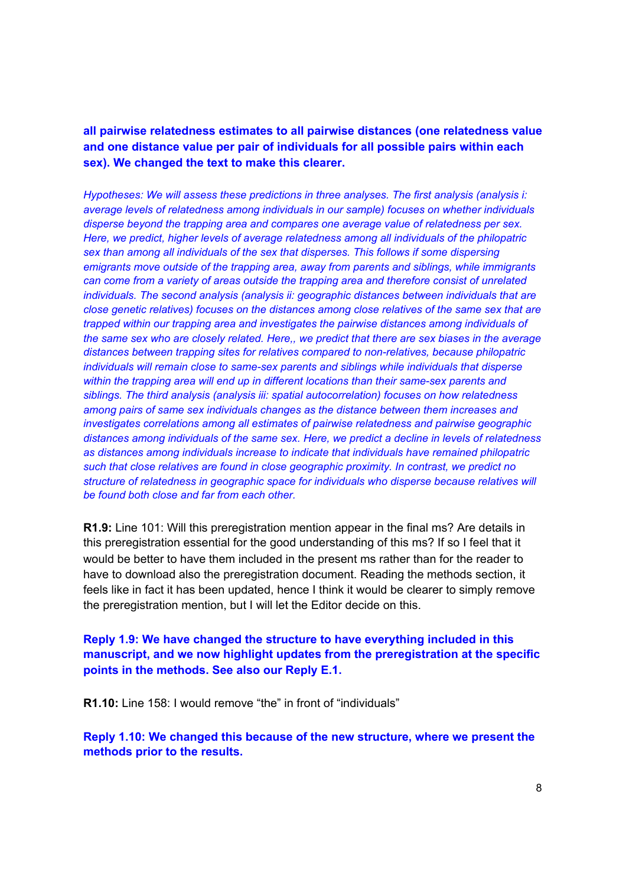**all pairwise relatedness estimates to all pairwise distances (one relatedness value and one distance value per pair of individuals for all possible pairs within each sex). We changed the text to make this clearer.**

*Hypotheses: We will assess these predictions in three analyses. The first analysis (analysis i: average levels of relatedness among individuals in our sample) focuses on whether individuals disperse beyond the trapping area and compares one average value of relatedness per sex. Here, we predict, higher levels of average relatedness among all individuals of the philopatric sex than among all individuals of the sex that disperses. This follows if some dispersing emigrants move outside of the trapping area, away from parents and siblings, while immigrants can come from a variety of areas outside the trapping area and therefore consist of unrelated individuals. The second analysis (analysis ii: geographic distances between individuals that are close genetic relatives) focuses on the distances among close relatives of the same sex that are trapped within our trapping area and investigates the pairwise distances among individuals of the same sex who are closely related. Here,, we predict that there are sex biases in the average distances between trapping sites for relatives compared to non-relatives, because philopatric individuals will remain close to same-sex parents and siblings while individuals that disperse within the trapping area will end up in different locations than their same-sex parents and siblings. The third analysis (analysis iii: spatial autocorrelation) focuses on how relatedness among pairs of same sex individuals changes as the distance between them increases and investigates correlations among all estimates of pairwise relatedness and pairwise geographic distances among individuals of the same sex. Here, we predict a decline in levels of relatedness as distances among individuals increase to indicate that individuals have remained philopatric such that close relatives are found in close geographic proximity. In contrast, we predict no structure of relatedness in geographic space for individuals who disperse because relatives will be found both close and far from each other.*

**R1.9:** Line 101: Will this preregistration mention appear in the final ms? Are details in this preregistration essential for the good understanding of this ms? If so I feel that it would be better to have them included in the present ms rather than for the reader to have to download also the preregistration document. Reading the methods section, it feels like in fact it has been updated, hence I think it would be clearer to simply remove the preregistration mention, but I will let the Editor decide on this.

**Reply 1.9: We have changed the structure to have everything included in this manuscript, and we now highlight updates from the preregistration at the specific points in the methods. See also our Reply E.1.**

**R1.10:** Line 158: I would remove "the" in front of "individuals"

**Reply 1.10: We changed this because of the new structure, where we present the methods prior to the results.**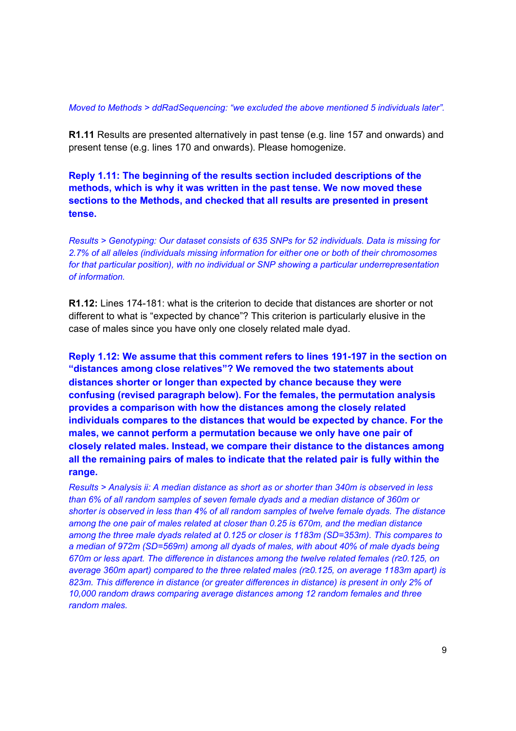*Moved to Methods > ddRadSequencing: "we excluded the above mentioned 5 individuals later".*

**R1.11** Results are presented alternatively in past tense (e.g. line 157 and onwards) and present tense (e.g. lines 170 and onwards). Please homogenize.

**Reply 1.11: The beginning of the results section included descriptions of the methods, which is why it was written in the past tense. We now moved these sections to the Methods, and checked that all results are presented in present tense.**

*Results > Genotyping: Our dataset consists of 635 SNPs for 52 individuals. Data is missing for 2.7% of all alleles (individuals missing information for either one or both of their chromosomes for that particular position), with no individual or SNP showing a particular underrepresentation of information.*

**R1.12:** Lines 174-181: what is the criterion to decide that distances are shorter or not different to what is "expected by chance"? This criterion is particularly elusive in the case of males since you have only one closely related male dyad.

**Reply 1.12: We assume that this comment refers to lines 191-197 in the section on "distances among close relatives"? We removed the two statements about distances shorter or longer than expected by chance because they were confusing (revised paragraph below). For the females, the permutation analysis provides a comparison with how the distances among the closely related individuals compares to the distances that would be expected by chance. For the males, we cannot perform a permutation because we only have one pair of closely related males. Instead, we compare their distance to the distances among all the remaining pairs of males to indicate that the related pair is fully within the range.**

*Results > Analysis ii: A median distance as short as or shorter than 340m is observed in less than 6% of all random samples of seven female dyads and a median distance of 360m or shorter is observed in less than 4% of all random samples of twelve female dyads. The distance among the one pair of males related at closer than 0.25 is 670m, and the median distance among the three male dyads related at 0.125 or closer is 1183m (SD=353m). This compares to a median of 972m (SD=569m) among all dyads of males, with about 40% of male dyads being 670m or less apart. The difference in distances among the twelve related females ($r \geq 0.125$, on average 360m apart) compared to the three related males ($r \geq 0.125$, on average 1183m apart) is 823m. This difference in distance (or greater differences in distance) is present in only 2% of 10,000 random draws comparing average distances among 12 random females and three random males.*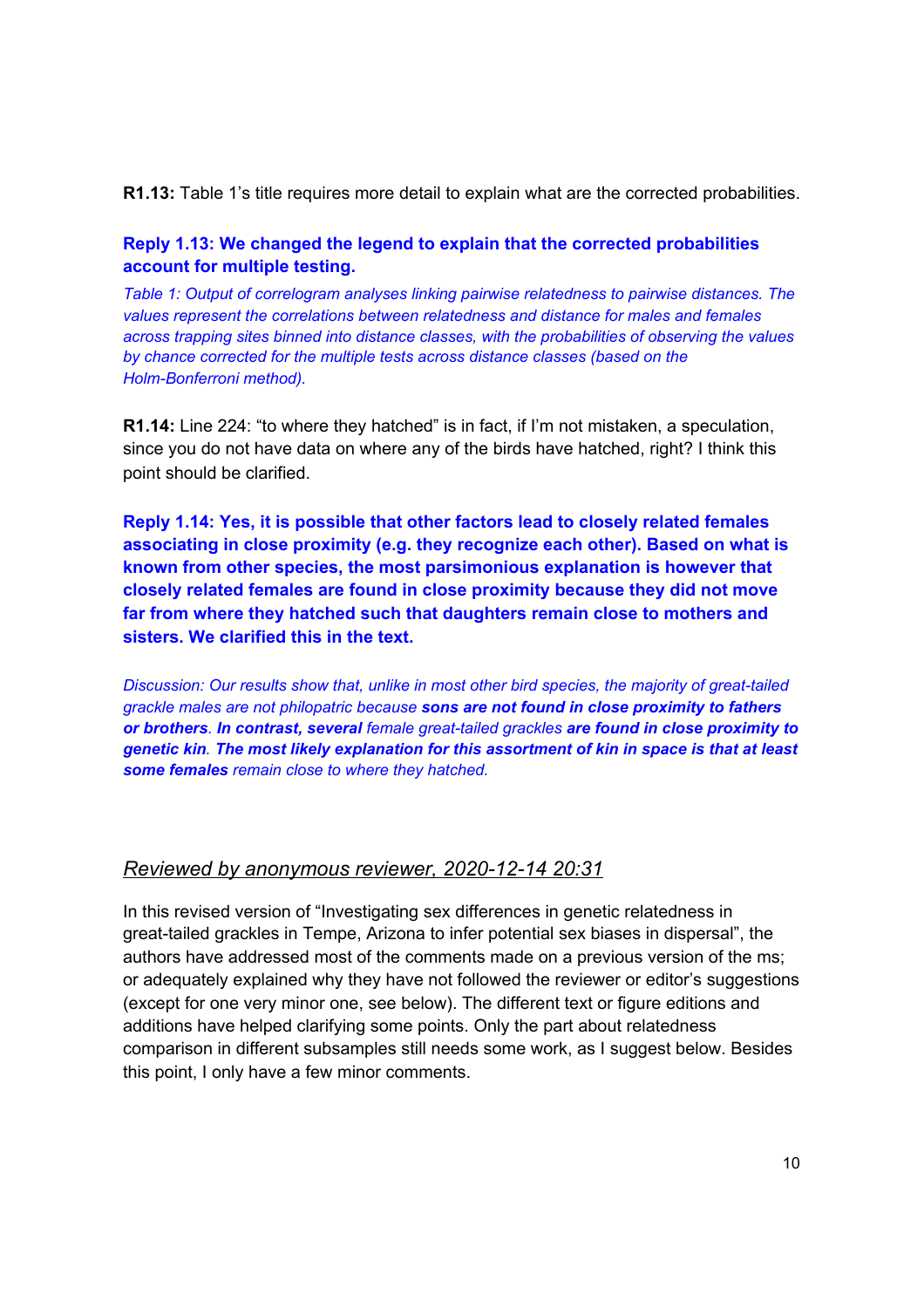**R1.13:** Table 1's title requires more detail to explain what are the corrected probabilities.

**Reply 1.13: We changed the legend to explain that the corrected probabilities account for multiple testing.**

*Table 1: Output of correlogram analyses linking pairwise relatedness to pairwise distances. The values represent the correlations between relatedness and distance for males and females across trapping sites binned into distance classes, with the probabilities of observing the values by chance corrected for the multiple tests across distance classes (based on the Holm-Bonferroni method).*

**R1.14:** Line 224: "to where they hatched" is in fact, if I'm not mistaken, a speculation, since you do not have data on where any of the birds have hatched, right? I think this point should be clarified.

**Reply 1.14: Yes, it is possible that other factors lead to closely related females associating in close proximity (e.g. they recognize each other). Based on what is known from other species, the most parsimonious explanation is however that closely related females are found in close proximity because they did not move far from where they hatched such that daughters remain close to mothers and sisters. We clarified this in the text.**

*Discussion: Our results show that, unlike in most other bird species, the majority of great-tailed grackle males are not philopatric because* ***sons are not found in close proximity to fathers or brothers****.* ***In contrast, several*** *female great-tailed grackles* ***are found in close proximity to genetic kin****.* ***The most likely explanation for this assortment of kin in space is that at least some females*** *remain close to where they hatched.*

## *Reviewed by anonymous reviewer, 2020-12-14 20:31*

In this revised version of "Investigating sex differences in genetic relatedness in great-tailed grackles in Tempe, Arizona to infer potential sex biases in dispersal", the authors have addressed most of the comments made on a previous version of the ms; or adequately explained why they have not followed the reviewer or editor's suggestions (except for one very minor one, see below). The different text or figure editions and additions have helped clarifying some points. Only the part about relatedness comparison in different subsamples still needs some work, as I suggest below. Besides this point, I only have a few minor comments.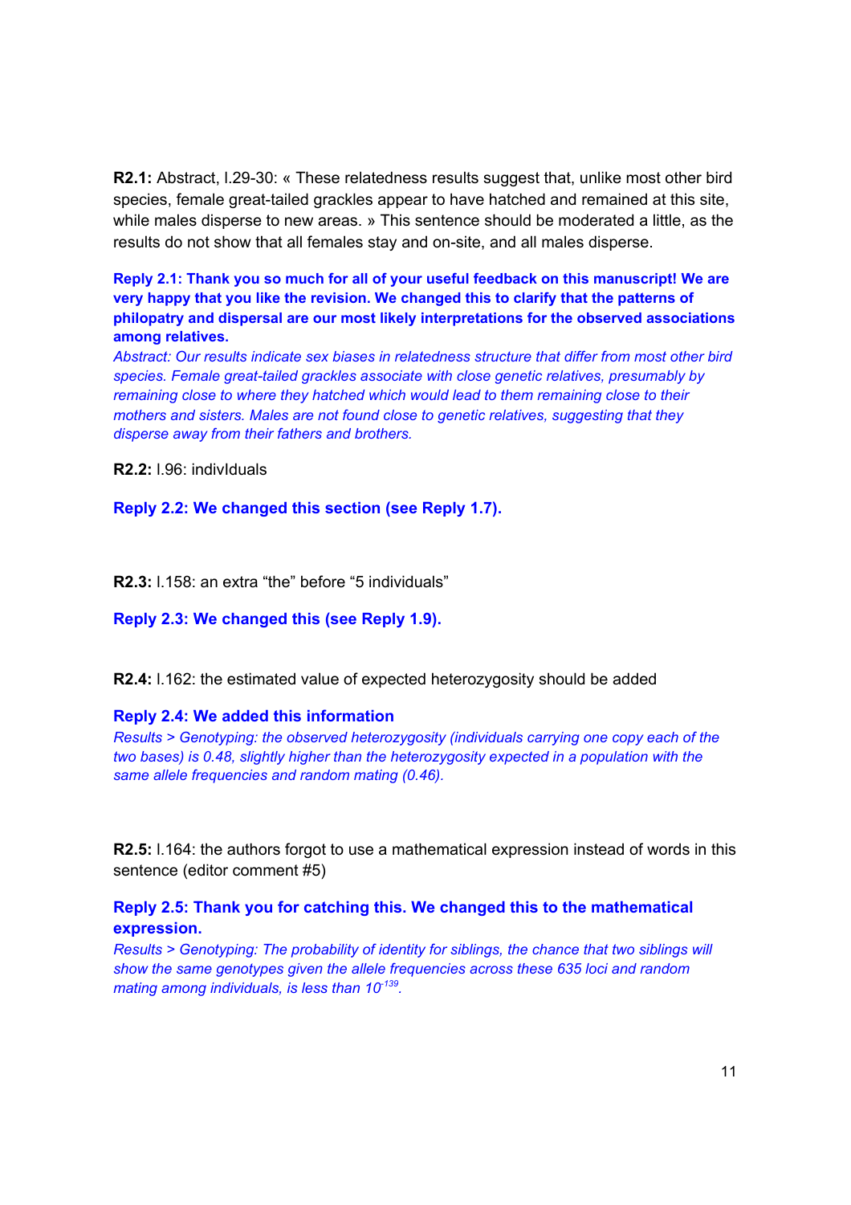**R2.1:** Abstract, l.29-30: « These relatedness results suggest that, unlike most other bird species, female great-tailed grackles appear to have hatched and remained at this site, while males disperse to new areas. » This sentence should be moderated a little, as the results do not show that all females stay and on-site, and all males disperse.

**Reply 2.1: Thank you so much for all of your useful feedback on this manuscript! We are very happy that you like the revision. We changed this to clarify that the patterns of philopatry and dispersal are our most likely interpretations for the observed associations among relatives.**

*Abstract: Our results indicate sex biases in relatedness structure that differ from most other bird species. Female great-tailed grackles associate with close genetic relatives, presumably by remaining close to where they hatched which would lead to them remaining close to their mothers and sisters. Males are not found close to genetic relatives, suggesting that they disperse away from their fathers and brothers.*

**R2.2:** l.96: indivIduals

**Reply 2.2: We changed this section (see Reply 1.7).**

**R2.3:** l.158: an extra "the" before "5 individuals"

**Reply 2.3: We changed this (see Reply 1.9).**

**R2.4:** l.162: the estimated value of expected heterozygosity should be added

**Reply 2.4: We added this information**

*Results > Genotyping: the observed heterozygosity (individuals carrying one copy each of the two bases) is 0.48, slightly higher than the heterozygosity expected in a population with the same allele frequencies and random mating (0.46).*

**R2.5:** l.164: the authors forgot to use a mathematical expression instead of words in this sentence (editor comment #5)

**Reply 2.5: Thank you for catching this. We changed this to the mathematical expression.**

*Results > Genotyping: The probability of identity for siblings, the chance that two siblings will show the same genotypes given the allele frequencies across these 635 loci and random mating among individuals, is less than* $10^{-139}$.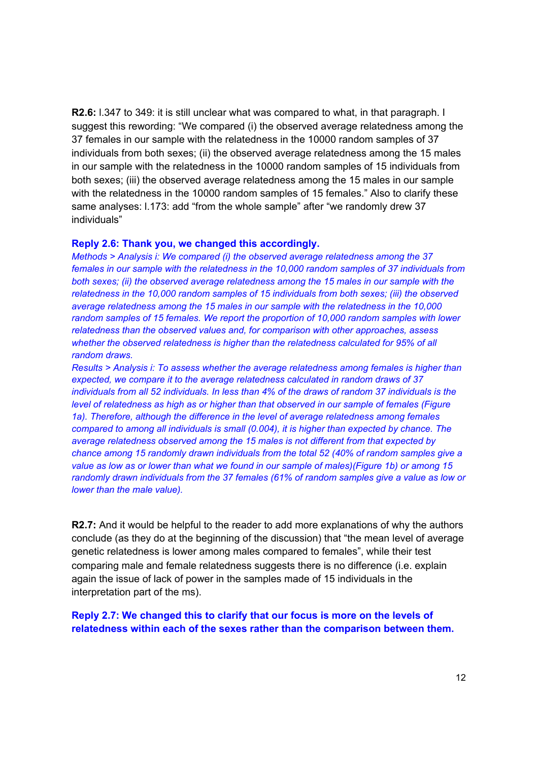**R2.6:** l.347 to 349: it is still unclear what was compared to what, in that paragraph. I suggest this rewording: "We compared (i) the observed average relatedness among the 37 females in our sample with the relatedness in the 10000 random samples of 37 individuals from both sexes; (ii) the observed average relatedness among the 15 males in our sample with the relatedness in the 10000 random samples of 15 individuals from both sexes; (iii) the observed average relatedness among the 15 males in our sample with the relatedness in the 10000 random samples of 15 females." Also to clarify these same analyses: l.173: add "from the whole sample" after "we randomly drew 37 individuals"

**Reply 2.6: Thank you, we changed this accordingly.**

*Methods > Analysis i: We compared (i) the observed average relatedness among the 37 females in our sample with the relatedness in the 10,000 random samples of 37 individuals from both sexes; (ii) the observed average relatedness among the 15 males in our sample with the relatedness in the 10,000 random samples of 15 individuals from both sexes; (iii) the observed average relatedness among the 15 males in our sample with the relatedness in the 10,000 random samples of 15 females. We report the proportion of 10,000 random samples with lower relatedness than the observed values and, for comparison with other approaches, assess whether the observed relatedness is higher than the relatedness calculated for 95% of all random draws.*

*Results > Analysis i: To assess whether the average relatedness among females is higher than expected, we compare it to the average relatedness calculated in random draws of 37 individuals from all 52 individuals. In less than 4% of the draws of random 37 individuals is the level of relatedness as high as or higher than that observed in our sample of females (Figure 1a). Therefore, although the difference in the level of average relatedness among females compared to among all individuals is small (0.004), it is higher than expected by chance. The average relatedness observed among the 15 males is not different from that expected by chance among 15 randomly drawn individuals from the total 52 (40% of random samples give a value as low as or lower than what we found in our sample of males)(Figure 1b) or among 15 randomly drawn individuals from the 37 females (61% of random samples give a value as low or lower than the male value).*

**R2.7:** And it would be helpful to the reader to add more explanations of why the authors conclude (as they do at the beginning of the discussion) that "the mean level of average genetic relatedness is lower among males compared to females", while their test comparing male and female relatedness suggests there is no difference (i.e. explain again the issue of lack of power in the samples made of 15 individuals in the interpretation part of the ms).

**Reply 2.7: We changed this to clarify that our focus is more on the levels of relatedness within each of the sexes rather than the comparison between them.**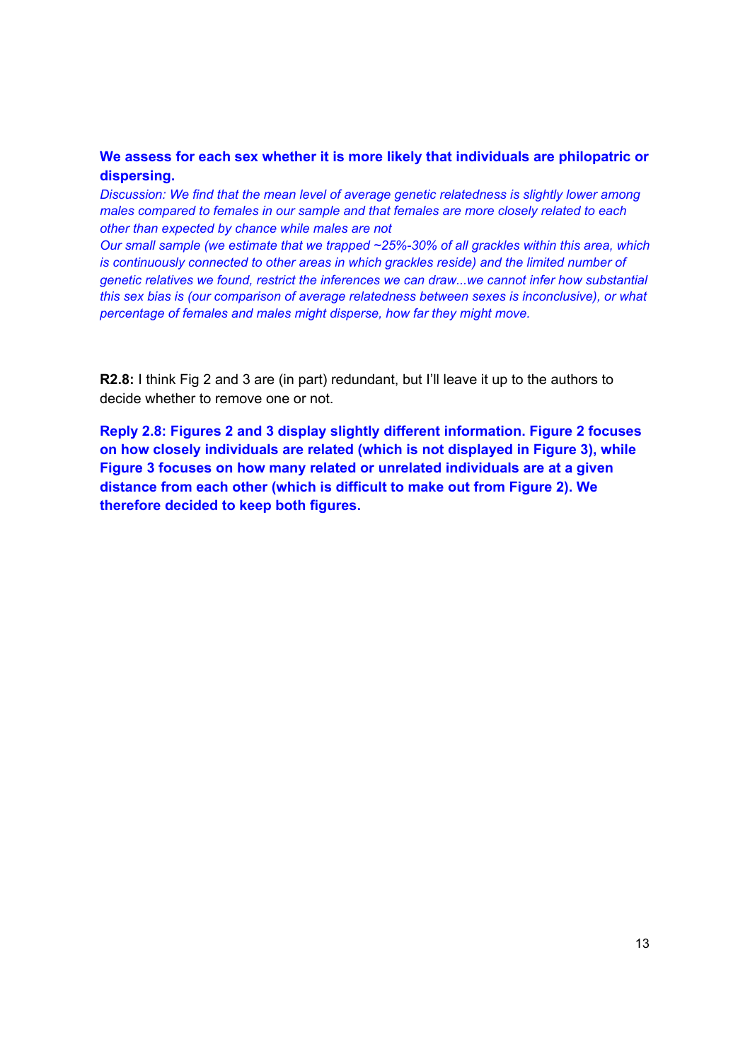**We assess for each sex whether it is more likely that individuals are philopatric or dispersing.**

*Discussion: We find that the mean level of average genetic relatedness is slightly lower among males compared to females in our sample and that females are more closely related to each other than expected by chance while males are not*

*Our small sample (we estimate that we trapped ~25%-30% of all grackles within this area, which is continuously connected to other areas in which grackles reside) and the limited number of genetic relatives we found, restrict the inferences we can draw...we cannot infer how substantial this sex bias is (our comparison of average relatedness between sexes is inconclusive), or what percentage of females and males might disperse, how far they might move.*

**R2.8:** I think Fig 2 and 3 are (in part) redundant, but I'll leave it up to the authors to decide whether to remove one or not.

**Reply 2.8: Figures 2 and 3 display slightly different information. Figure 2 focuses on how closely individuals are related (which is not displayed in Figure 3), while Figure 3 focuses on how many related or unrelated individuals are at a given distance from each other (which is difficult to make out from Figure 2). We therefore decided to keep both figures.**